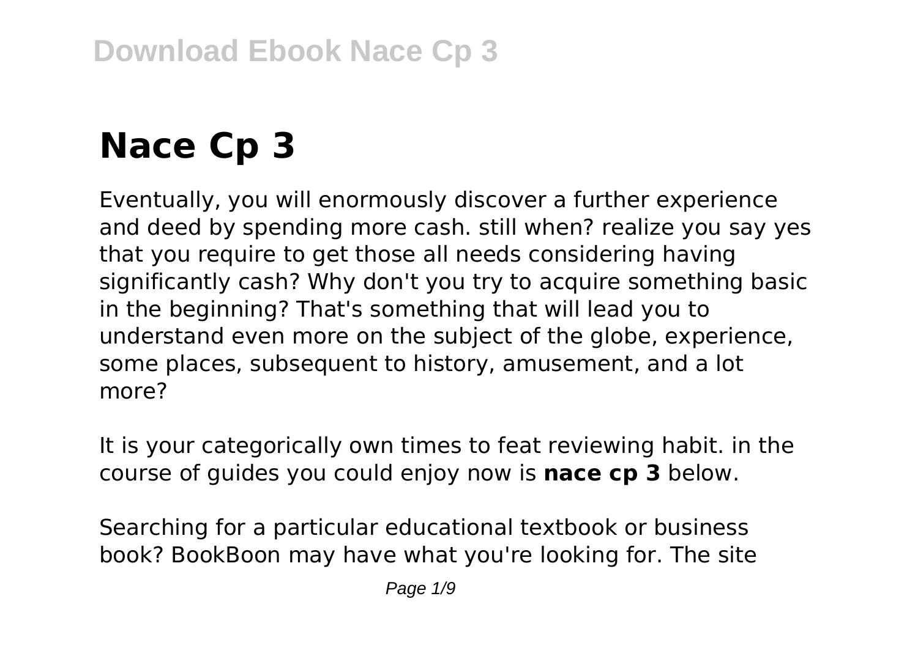# Nace Cp 3

Eventually, you will enormously discover a further experience and deed by spending more cash. still when? realize you say yes that you require to get those all needs considering having significantly cash? Why don't you try to acquire something basic in the beginning? That's something that will lead you to understand even more on the subject of the globe, experience, some places, subsequent to history, amusement, and a lot more?

It is your categorically own times to feat reviewing habit. in the course of guides you could enjoy now is **nace cp 3** below.

Searching for a particular educational textbook or business book? BookBoon may have what you're looking for. The site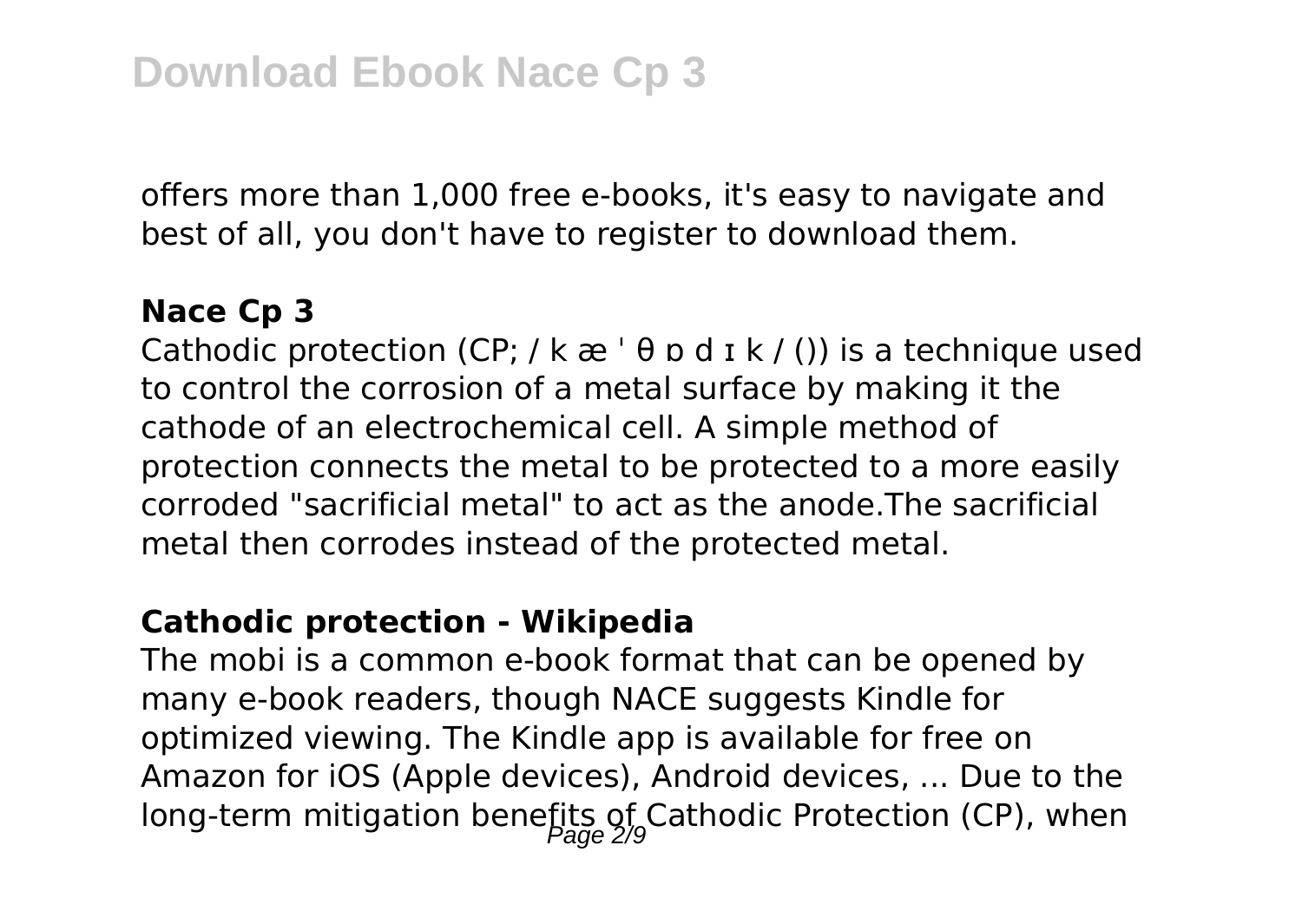offers more than 1,000 free e-books, it's easy to navigate and best of all, you don't have to register to download them.

### Nace Cp 3

Cathodic protection (CP; / k æ ˈ θ ɒ d ɪ k / ()) is a technique used to control the corrosion of a metal surface by making it the cathode of an electrochemical cell. A simple method of protection connects the metal to be protected to a more easily corroded "sacrificial metal" to act as the anode.The sacrificial metal then corrodes instead of the protected metal.

### Cathodic protection - Wikipedia

The mobi is a common e-book format that can be opened by many e-book readers, though NACE suggests Kindle for optimized viewing. The Kindle app is available for free on Amazon for iOS (Apple devices), Android devices, ... Due to the long-term mitigation benefits of Cathodic Protection (CP), when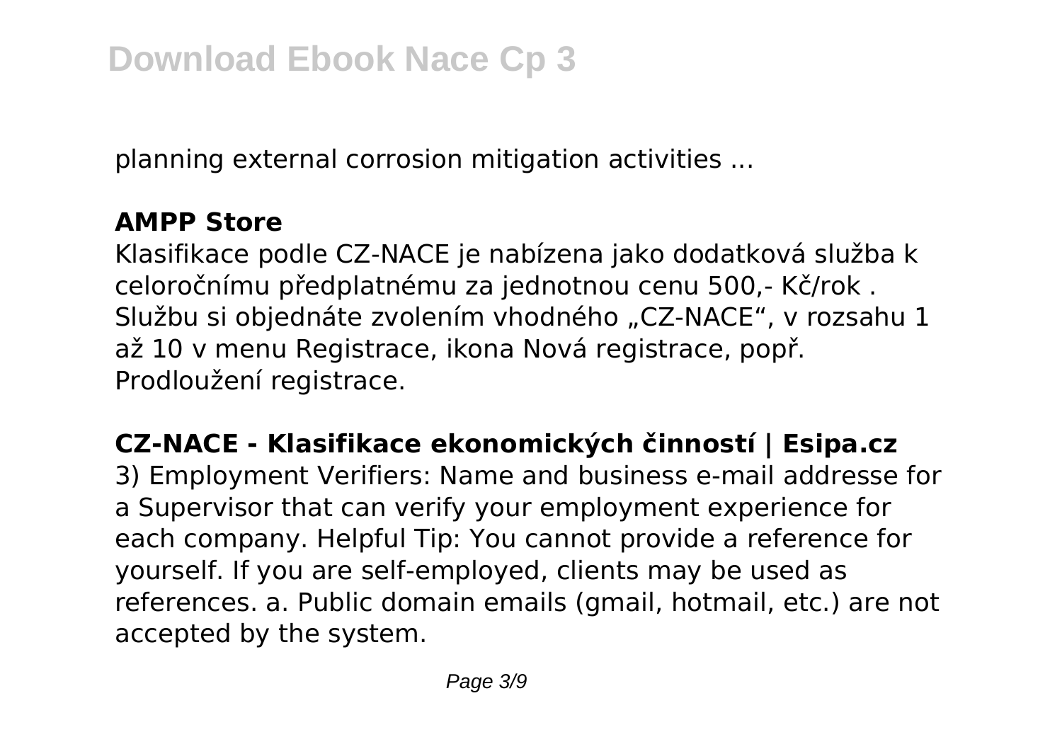planning external corrosion mitigation activities ...

**AMPP Store**

Klasifikace podle CZ-NACE je nabízena jako dodatková služba k celoročnímu předplatnému za jednotnou cenu 500,- Kč/rok . Službu si objednáte zvolením vhodného „CZ-NACE", v rozsahu 1 až 10 v menu Registrace, ikona Nová registrace, popř. Prodloužení registrace.

**CZ-NACE - Klasifikace ekonomických činností | Esipa.cz**

3) Employment Verifiers: Name and business e-mail addresse for a Supervisor that can verify your employment experience for each company. Helpful Tip: You cannot provide a reference for yourself. If you are self-employed, clients may be used as references. a. Public domain emails (gmail, hotmail, etc.) are not accepted by the system.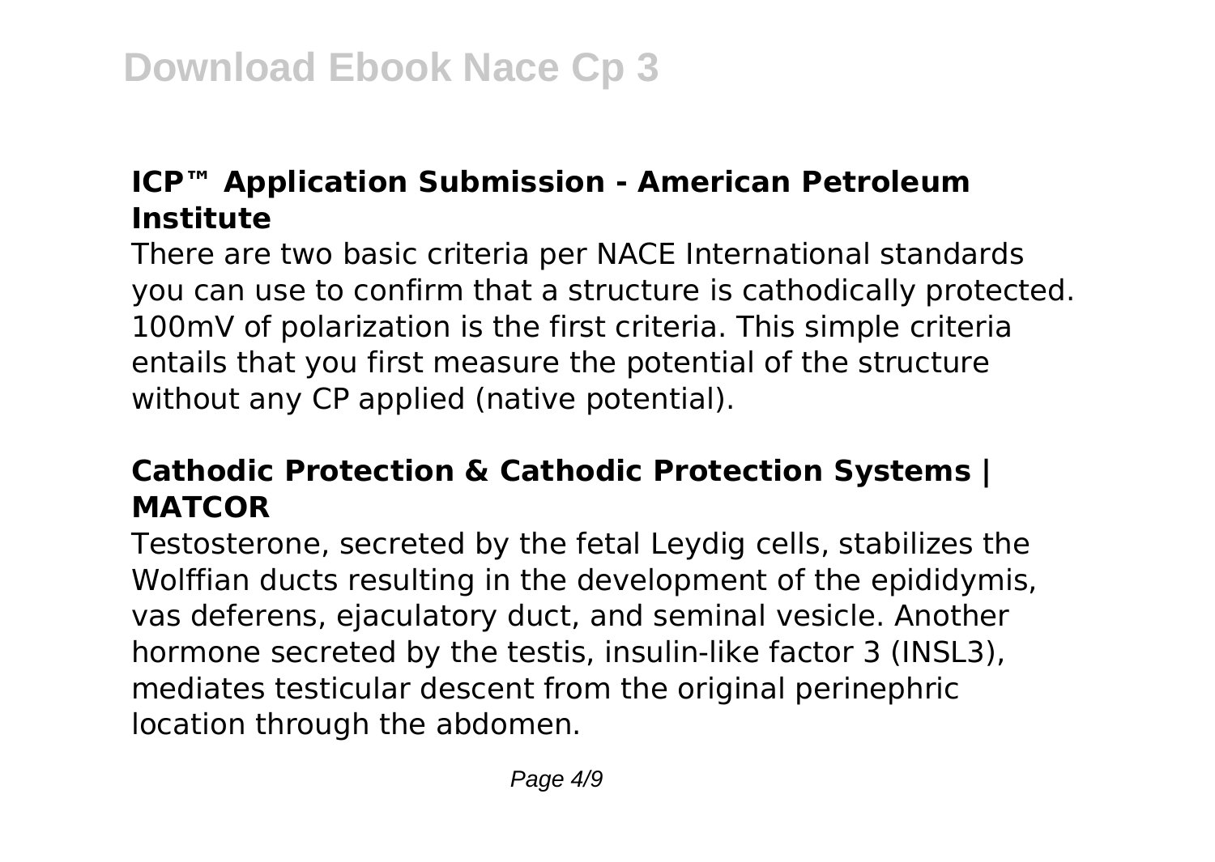### ICP™ Application Submission - American Petroleum Institute

There are two basic criteria per NACE International standards you can use to confirm that a structure is cathodically protected. 100mV of polarization is the first criteria. This simple criteria entails that you first measure the potential of the structure without any CP applied (native potential).

### Cathodic Protection & Cathodic Protection Systems | MATCOR

Testosterone, secreted by the fetal Leydig cells, stabilizes the Wolffian ducts resulting in the development of the epididymis, vas deferens, ejaculatory duct, and seminal vesicle. Another hormone secreted by the testis, insulin-like factor 3 (INSL3), mediates testicular descent from the original perinephric location through the abdomen.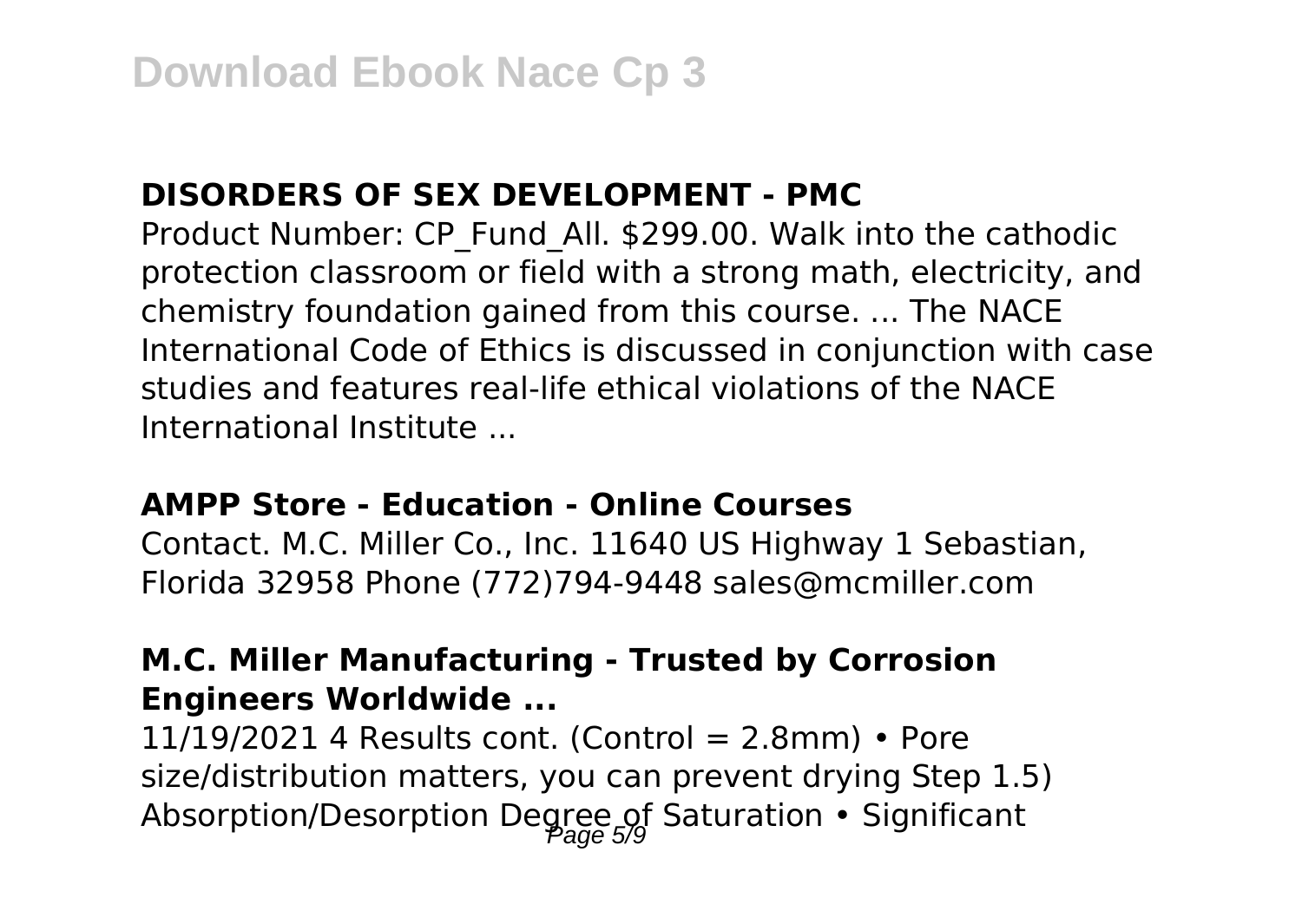### DISORDERS OF SEX DEVELOPMENT - PMC

Product Number: CP_Fund_All. $299.00. Walk into the cathodic protection classroom or field with a strong math, electricity, and chemistry foundation gained from this course. ... The NACE International Code of Ethics is discussed in conjunction with case studies and features real-life ethical violations of the NACE International Institute ...

### AMPP Store - Education - Online Courses

Contact. M.C. Miller Co., Inc. 11640 US Highway 1 Sebastian, Florida 32958 Phone (772)794-9448 sales@mcmiller.com

### M.C. Miller Manufacturing - Trusted by Corrosion Engineers Worldwide ...

11/19/2021 4 Results cont. (Control = 2.8mm) • Pore size/distribution matters, you can prevent drying Step 1.5) Absorption/Desorption Degree of Saturation • Significant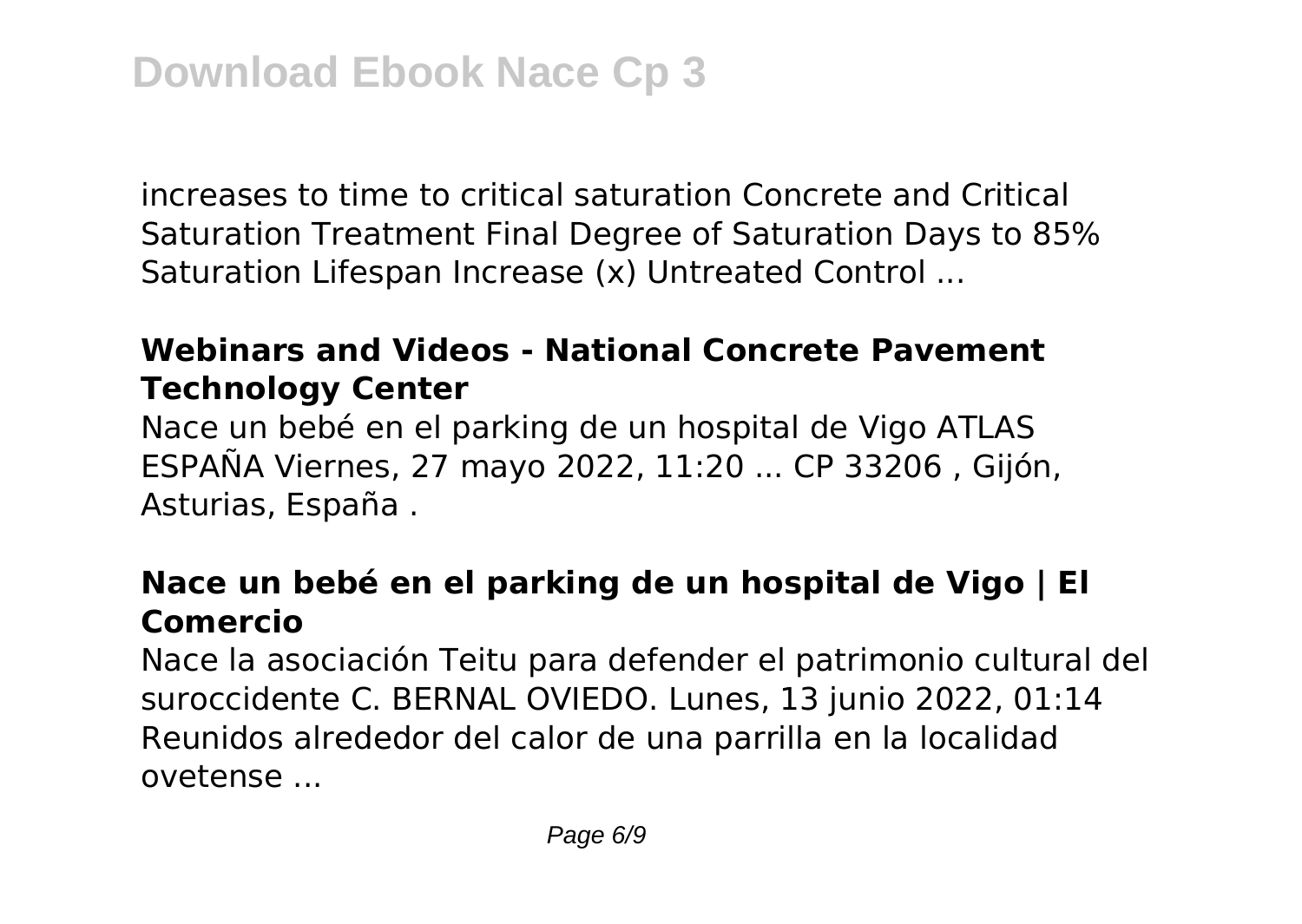increases to time to critical saturation Concrete and Critical Saturation Treatment Final Degree of Saturation Days to 85% Saturation Lifespan Increase (x) Untreated Control ...

## Webinars and Videos - National Concrete Pavement Technology Center

Nace un bebé en el parking de un hospital de Vigo ATLAS ESPAÑA Viernes, 27 mayo 2022, 11:20 ... CP 33206 , Gijón, Asturias, España .

## Nace un bebé en el parking de un hospital de Vigo | El Comercio

Nace la asociación Teitu para defender el patrimonio cultural del suroccidente C. BERNAL OVIEDO. Lunes, 13 junio 2022, 01:14 Reunidos alrededor del calor de una parrilla en la localidad ovetense ...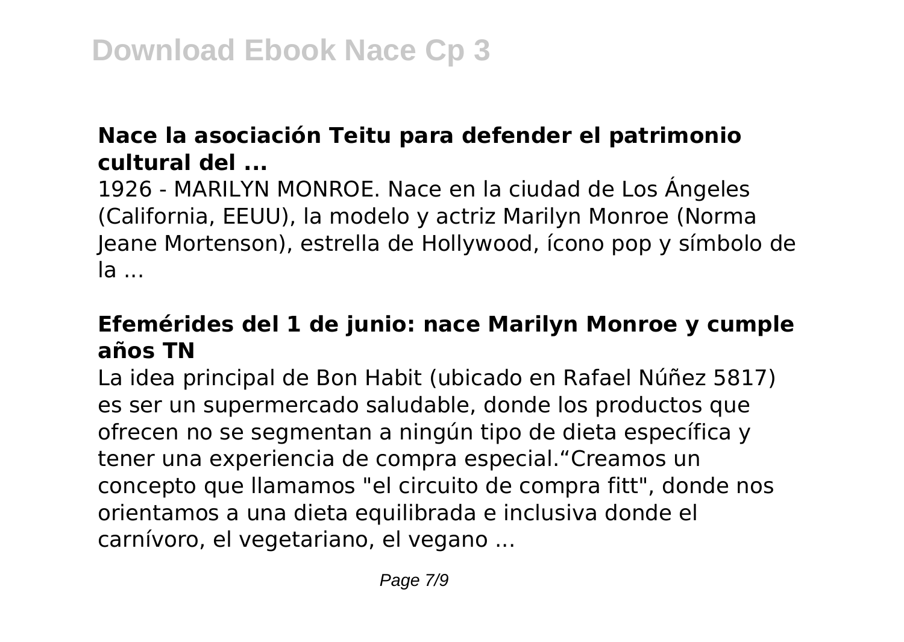## Nace la asociación Teitu para defender el patrimonio cultural del ...

1926 - MARILYN MONROE. Nace en la ciudad de Los Ángeles (California, EEUU), la modelo y actriz Marilyn Monroe (Norma Jeane Mortenson), estrella de Hollywood, ícono pop y símbolo de la ...

## Efemérides del 1 de junio: nace Marilyn Monroe y cumple años TN

La idea principal de Bon Habit (ubicado en Rafael Núñez 5817) es ser un supermercado saludable, donde los productos que ofrecen no se segmentan a ningún tipo de dieta específica y tener una experiencia de compra especial."Creamos un concepto que llamamos "el circuito de compra fitt", donde nos orientamos a una dieta equilibrada e inclusiva donde el carnívoro, el vegetariano, el vegano ...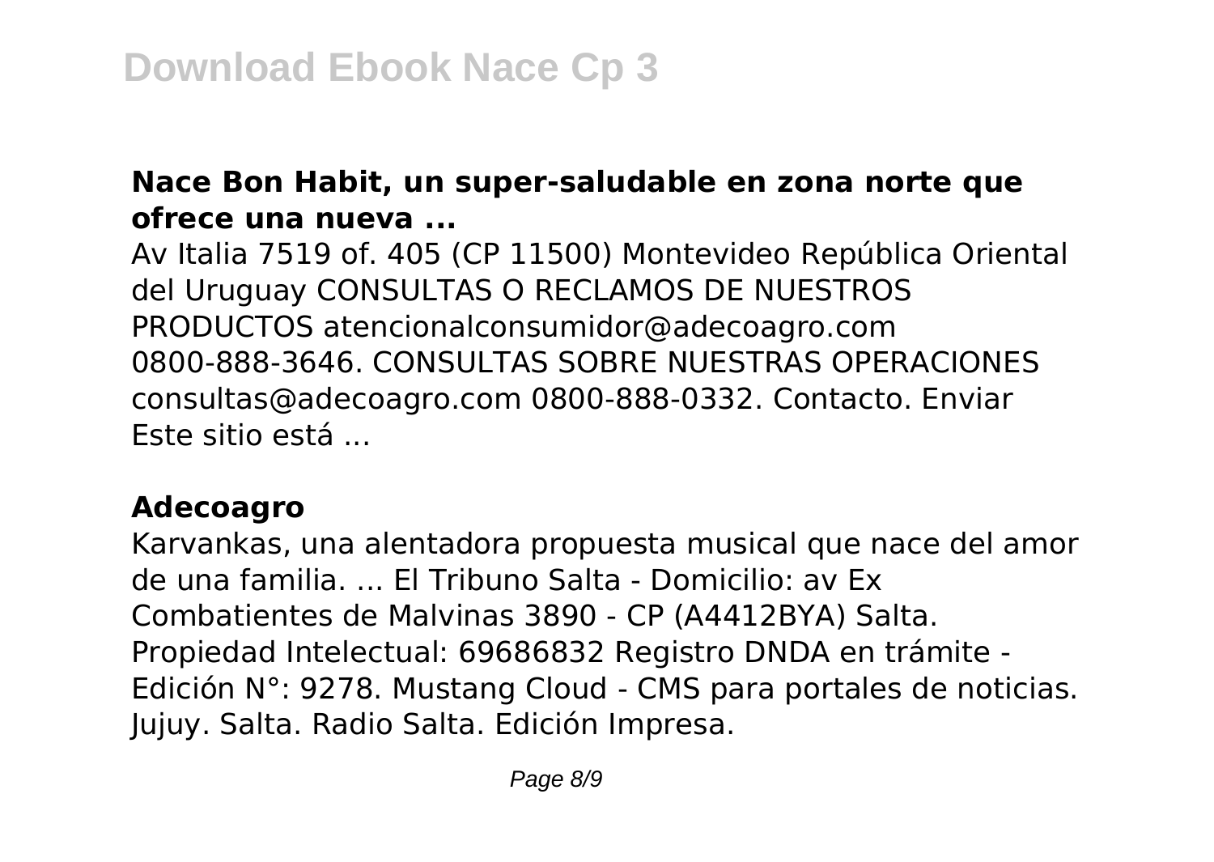**Nace Bon Habit, un super-saludable en zona norte que ofrece una nueva ...**

Av Italia 7519 of. 405 (CP 11500) Montevideo República Oriental del Uruguay CONSULTAS O RECLAMOS DE NUESTROS PRODUCTOS atencionalconsumidor@adecoagro.com 0800-888-3646. CONSULTAS SOBRE NUESTRAS OPERACIONES consultas@adecoagro.com 0800-888-0332. Contacto. Enviar Este sitio está ...

**Adecoagro**

Karvankas, una alentadora propuesta musical que nace del amor de una familia. ... El Tribuno Salta - Domicilio: av Ex Combatientes de Malvinas 3890 - CP (A4412BYA) Salta. Propiedad Intelectual: 69686832 Registro DNDA en trámite - Edición N°: 9278. Mustang Cloud - CMS para portales de noticias. Jujuy. Salta. Radio Salta. Edición Impresa.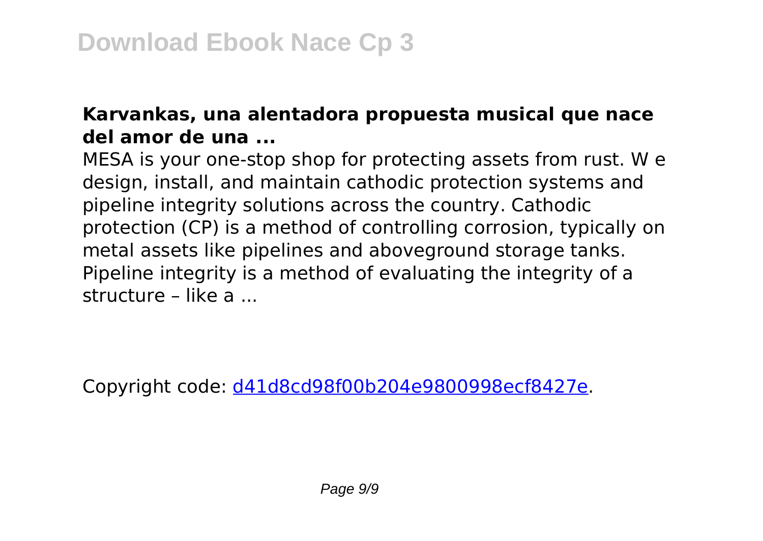**Karvankas, una alentadora propuesta musical que nace del amor de una ...**

MESA is your one-stop shop for protecting assets from rust. W e design, install, and maintain cathodic protection systems and pipeline integrity solutions across the country. Cathodic protection (CP) is a method of controlling corrosion, typically on metal assets like pipelines and aboveground storage tanks. Pipeline integrity is a method of evaluating the integrity of a structure – like a ...

Copyright code: d41d8cd98f00b204e9800998ecf8427e.